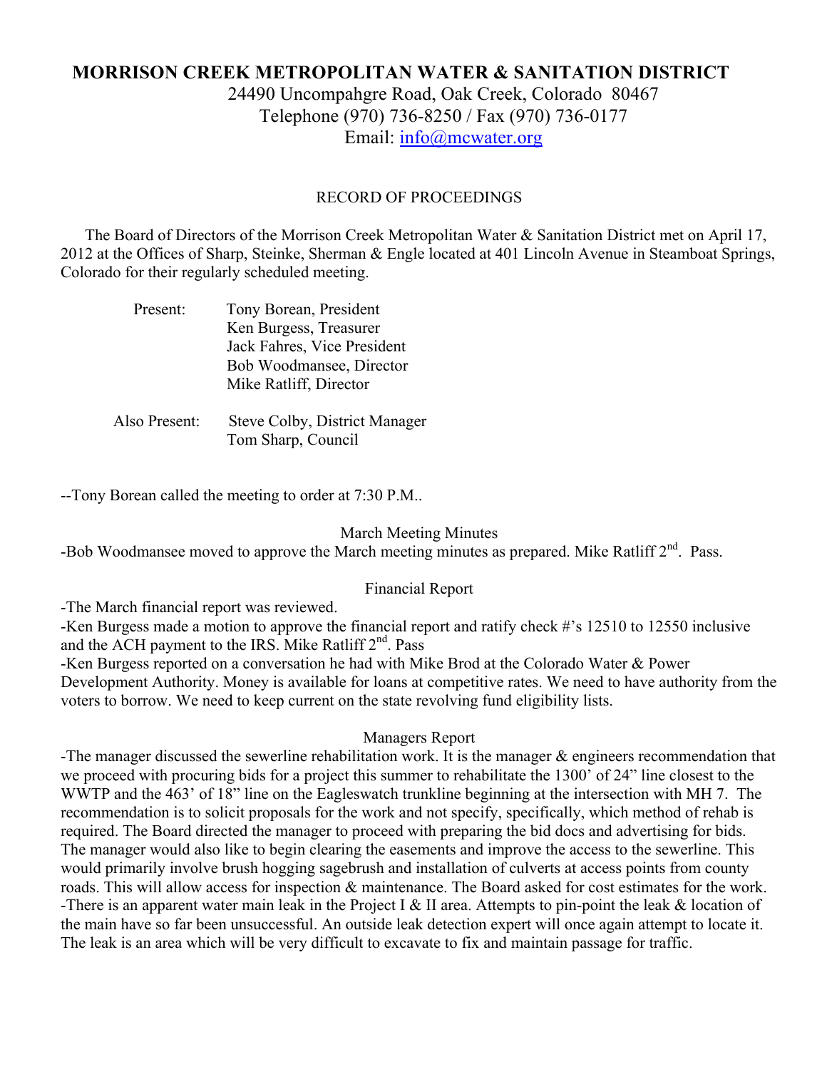# MORRISON CREEK METROPOLITAN WATER & SANITATION DISTRICT

24490 Uncompahgre Road, Oak Creek, Colorado 80467
Telephone (970) 736-8250 / Fax (970) 736-0177
Email: info@mcwater.org

RECORD OF PROCEEDINGS

The Board of Directors of the Morrison Creek Metropolitan Water & Sanitation District met on April 17, 2012 at the Offices of Sharp, Steinke, Sherman & Engle located at 401 Lincoln Avenue in Steamboat Springs, Colorado for their regularly scheduled meeting.

Present:
Tony Borean, President
Ken Burgess, Treasurer
Jack Fahres, Vice President
Bob Woodmansee, Director
Mike Ratliff, Director

Also Present:
Steve Colby, District Manager
Tom Sharp, Council

--Tony Borean called the meeting to order at 7:30 P.M..

March Meeting Minutes

-Bob Woodmansee moved to approve the March meeting minutes as prepared. Mike Ratliff 2nd. Pass.

Financial Report

-The March financial report was reviewed.
-Ken Burgess made a motion to approve the financial report and ratify check #'s 12510 to 12550 inclusive and the ACH payment to the IRS. Mike Ratliff 2nd. Pass
-Ken Burgess reported on a conversation he had with Mike Brod at the Colorado Water & Power Development Authority. Money is available for loans at competitive rates. We need to have authority from the voters to borrow. We need to keep current on the state revolving fund eligibility lists.

Managers Report

-The manager discussed the sewerline rehabilitation work. It is the manager & engineers recommendation that we proceed with procuring bids for a project this summer to rehabilitate the 1300' of 24" line closest to the WWTP and the 463' of 18" line on the Eagleswatch trunkline beginning at the intersection with MH 7. The recommendation is to solicit proposals for the work and not specify, specifically, which method of rehab is required. The Board directed the manager to proceed with preparing the bid docs and advertising for bids. The manager would also like to begin clearing the easements and improve the access to the sewerline. This would primarily involve brush hogging sagebrush and installation of culverts at access points from county roads. This will allow access for inspection & maintenance. The Board asked for cost estimates for the work.
-There is an apparent water main leak in the Project I & II area. Attempts to pin-point the leak & location of the main have so far been unsuccessful. An outside leak detection expert will once again attempt to locate it. The leak is an area which will be very difficult to excavate to fix and maintain passage for traffic.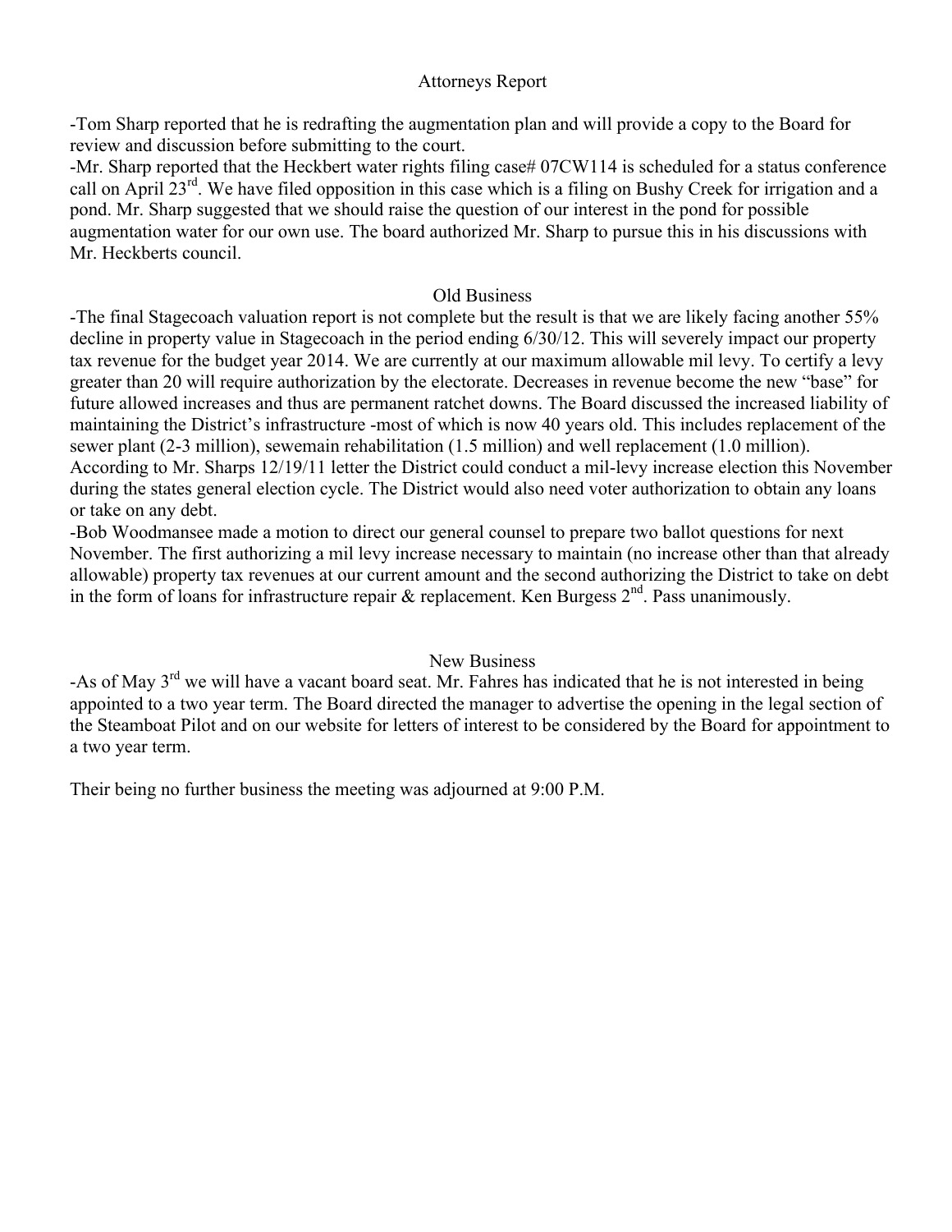## Attorneys Report

-Tom Sharp reported that he is redrafting the augmentation plan and will provide a copy to the Board for review and discussion before submitting to the court.
-Mr. Sharp reported that the Heckbert water rights filing case# 07CW114 is scheduled for a status conference call on April 23rd. We have filed opposition in this case which is a filing on Bushy Creek for irrigation and a pond. Mr. Sharp suggested that we should raise the question of our interest in the pond for possible augmentation water for our own use. The board authorized Mr. Sharp to pursue this in his discussions with Mr. Heckberts council.

## Old Business

-The final Stagecoach valuation report is not complete but the result is that we are likely facing another 55% decline in property value in Stagecoach in the period ending 6/30/12. This will severely impact our property tax revenue for the budget year 2014. We are currently at our maximum allowable mil levy. To certify a levy greater than 20 will require authorization by the electorate. Decreases in revenue become the new "base" for future allowed increases and thus are permanent ratchet downs. The Board discussed the increased liability of maintaining the District's infrastructure -most of which is now 40 years old. This includes replacement of the sewer plant (2-3 million), sewemain rehabilitation (1.5 million) and well replacement (1.0 million). According to Mr. Sharps 12/19/11 letter the District could conduct a mil-levy increase election this November during the states general election cycle. The District would also need voter authorization to obtain any loans or take on any debt.
-Bob Woodmansee made a motion to direct our general counsel to prepare two ballot questions for next November. The first authorizing a mil levy increase necessary to maintain (no increase other than that already allowable) property tax revenues at our current amount and the second authorizing the District to take on debt in the form of loans for infrastructure repair & replacement. Ken Burgess 2nd. Pass unanimously.

## New Business

-As of May 3rd we will have a vacant board seat. Mr. Fahres has indicated that he is not interested in being appointed to a two year term. The Board directed the manager to advertise the opening in the legal section of the Steamboat Pilot and on our website for letters of interest to be considered by the Board for appointment to a two year term.

Their being no further business the meeting was adjourned at 9:00 P.M.